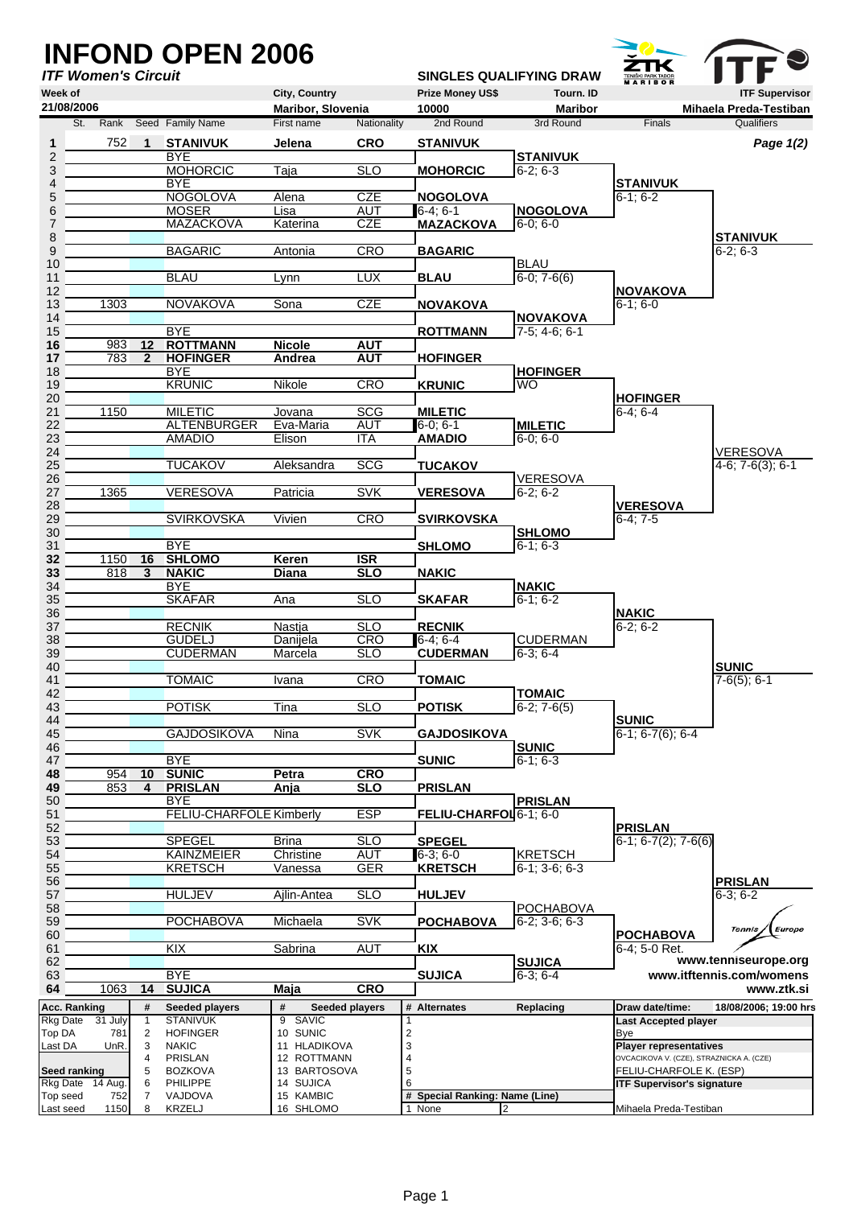# INFOND OPEN 2006

***ITF Women's Circuit***

**SINGLES QUALIFYING DRAW**

| Week of | City, Country | Prize Money US$ | Tourn. ID | ITF Supervisor |
|---|---|---|---|---|
| 21/08/2006 | Maribor, Slovenia | 10000 | Maribor | Mihaela Preda-Testiban |

*Page 1(2)*

| St. | Rank | Seed | Family Name | First name | Nationality | 2nd Round | 3rd Round | Finals | Qualifiers |
|---|---|---|---|---|---|---|---|---|---|
| 1 | 752 | 1 | **STANIVUK** | **Jelena** | **CRO** | **STANIVUK** | | | |
| 2 | | | BYE | | | | **STANIVUK** | | |
| 3 | | | MOHORCIC | Taja | SLO | **MOHORCIC** | 6-2; 6-3 | | |
| 4 | | | BYE | | | | | **STANIVUK** | |
| 5 | | | NOGOLOVA | Alena | CZE | **NOGOLOVA** | | 6-1; 6-2 | |
| 6 | | | MOSER | Lisa | AUT | 6-4; 6-1 | **NOGOLOVA** | | |
| 7 | | | MAZACKOVA | Katerina | CZE | **MAZACKOVA** | 6-0; 6-0 | | |
| 8 | | | | | | | | | **STANIVUK** |
| 9 | | | BAGARIC | Antonia | CRO | **BAGARIC** | | | 6-2; 6-3 |
| 10 | | | | | | | BLAU | | |
| 11 | | | BLAU | Lynn | LUX | **BLAU** | 6-0; 7-6(6) | | |
| 12 | | | | | | | | **NOVAKOVA** | |
| 13 | 1303 | | NOVAKOVA | Sona | CZE | **NOVAKOVA** | | 6-1; 6-0 | |
| 14 | | | | | | | **NOVAKOVA** | | |
| 15 | | | BYE | | | **ROTTMANN** | 7-5; 4-6; 6-1 | | |
| 16 | 983 | 12 | **ROTTMANN** | **Nicole** | **AUT** | | | | |
| 17 | 783 | 2 | **HOFINGER** | **Andrea** | **AUT** | **HOFINGER** | | | |
| 18 | | | BYE | | | | **HOFINGER** | | |
| 19 | | | KRUNIC | Nikole | CRO | **KRUNIC** | WO | | |
| 20 | | | | | | | | **HOFINGER** | |
| 21 | 1150 | | MILETIC | Jovana | SCG | **MILETIC** | | 6-4; 6-4 | |
| 22 | | | ALTENBURGER | Eva-Maria | AUT | 6-0; 6-1 | **MILETIC** | | |
| 23 | | | AMADIO | Elison | ITA | **AMADIO** | 6-0; 6-0 | | |
| 24 | | | | | | | | | VERESOVA |
| 25 | | | TUCAKOV | Aleksandra | SCG | **TUCAKOV** | | | 4-6; 7-6(3); 6-1 |
| 26 | | | | | | | VERESOVA | | |
| 27 | 1365 | | VERESOVA | Patricia | SVK | **VERESOVA** | 6-2; 6-2 | | |
| 28 | | | | | | | | **VERESOVA** | |
| 29 | | | SVIRKOVSKA | Vivien | CRO | **SVIRKOVSKA** | | 6-4; 7-5 | |
| 30 | | | | | | | **SHLOMO** | | |
| 31 | | | BYE | | | **SHLOMO** | 6-1; 6-3 | | |
| 32 | 1150 | 16 | **SHLOMO** | **Keren** | **ISR** | | | | |
| 33 | 818 | 3 | **NAKIC** | **Diana** | **SLO** | **NAKIC** | | | |
| 34 | | | BYE | | | | **NAKIC** | | |
| 35 | | | SKAFAR | Ana | SLO | **SKAFAR** | 6-1; 6-2 | | |
| 36 | | | | | | | | **NAKIC** | |
| 37 | | | RECNIK | Nastja | SLO | **RECNIK** | | 6-2; 6-2 | |
| 38 | | | GUDELJ | Danijela | CRO | 6-4; 6-4 | CUDERMAN | | |
| 39 | | | CUDERMAN | Marcela | SLO | **CUDERMAN** | 6-3; 6-4 | | |
| 40 | | | | | | | | | **SUNIC** |
| 41 | | | TOMAIC | Ivana | CRO | **TOMAIC** | | | 7-6(5); 6-1 |
| 42 | | | | | | | **TOMAIC** | | |
| 43 | | | POTISK | Tina | SLO | **POTISK** | 6-2; 7-6(5) | | |
| 44 | | | | | | | | **SUNIC** | |
| 45 | | | GAJDOSIKOVA | Nina | SVK | **GAJDOSIKOVA** | | 6-1; 6-7(6); 6-4 | |
| 46 | | | | | | | **SUNIC** | | |
| 47 | | | BYE | | | **SUNIC** | 6-1; 6-3 | | |
| 48 | 954 | 10 | **SUNIC** | **Petra** | **CRO** | | | | |
| 49 | 853 | 4 | **PRISLAN** | **Anja** | **SLO** | **PRISLAN** | | | |
| 50 | | | BYE | | | | **PRISLAN** | | |
| 51 | | | FELIU-CHARFOLE | Kimberly | ESP | **FELIU-CHARFOL** | 6-1; 6-0 | | |
| 52 | | | | | | | | **PRISLAN** | |
| 53 | | | SPEGEL | Brina | SLO | **SPEGEL** | | 6-1; 6-7(2); 7-6(6) | |
| 54 | | | KAINZMEIER | Christine | AUT | 6-3; 6-0 | KRETSCH | | |
| 55 | | | KRETSCH | Vanessa | GER | **KRETSCH** | 6-1; 3-6; 6-3 | | |
| 56 | | | | | | | | | **PRISLAN** |
| 57 | | | HULJEV | Ajlin-Antea | SLO | **HULJEV** | | | 6-3; 6-2 |
| 58 | | | | | | | POCHABOVA | | |
| 59 | | | POCHABOVA | Michaela | SVK | **POCHABOVA** | 6-2; 3-6; 6-3 | | |
| 60 | | | | | | | | **POCHABOVA** | |
| 61 | | | KIX | Sabrina | AUT | **KIX** | | 6-4; 5-0 Ret. | |
| 62 | | | | | | | **SUJICA** | | |
| 63 | | | BYE | | | **SUJICA** | 6-3; 6-4 | | |
| 64 | 1063 | 14 | **SUJICA** | **Maja** | **CRO** | | | | |

www.tenniseurope.org
www.itftennis.com/womens
www.ztk.si

| Acc. Ranking | | # | Seeded players | # | Seeded players | # | Alternates | Replacing | Draw date/time: 18/08/2006; 19:00 hrs |
|---|---|---|---|---|---|---|---|---|---|
| Rkg Date | 31 July | 1 | STANIVUK | 9 | SAVIC | 1 | | | **Last Accepted player** |
| Top DA | 781 | 2 | HOFINGER | 10 | SUNIC | 2 | | | Bye |
| Last DA | UnR. | 3 | NAKIC | 11 | HLADIKOVA | 3 | | | **Player representatives** |
| | | 4 | PRISLAN | 12 | ROTTMANN | 4 | | | OVCACIKOVA V. (CZE), STRAZNICKA A. (CZE) |
| **Seed ranking** | | 5 | BOZKOVA | 13 | BARTOSOVA | 5 | | | FELIU-CHARFOLE K. (ESP) |
| Rkg Date | 14 Aug. | 6 | PHILIPPE | 14 | SUJICA | 6 | | | **ITF Supervisor's signature** |
| Top seed | 752 | 7 | VAJDOVA | 15 | KAMBIC | # | Special Ranking: Name (Line) | | |
| Last seed | 1150 | 8 | KRZELJ | 16 | SHLOMO | 1 | None | 2 | Mihaela Preda-Testiban |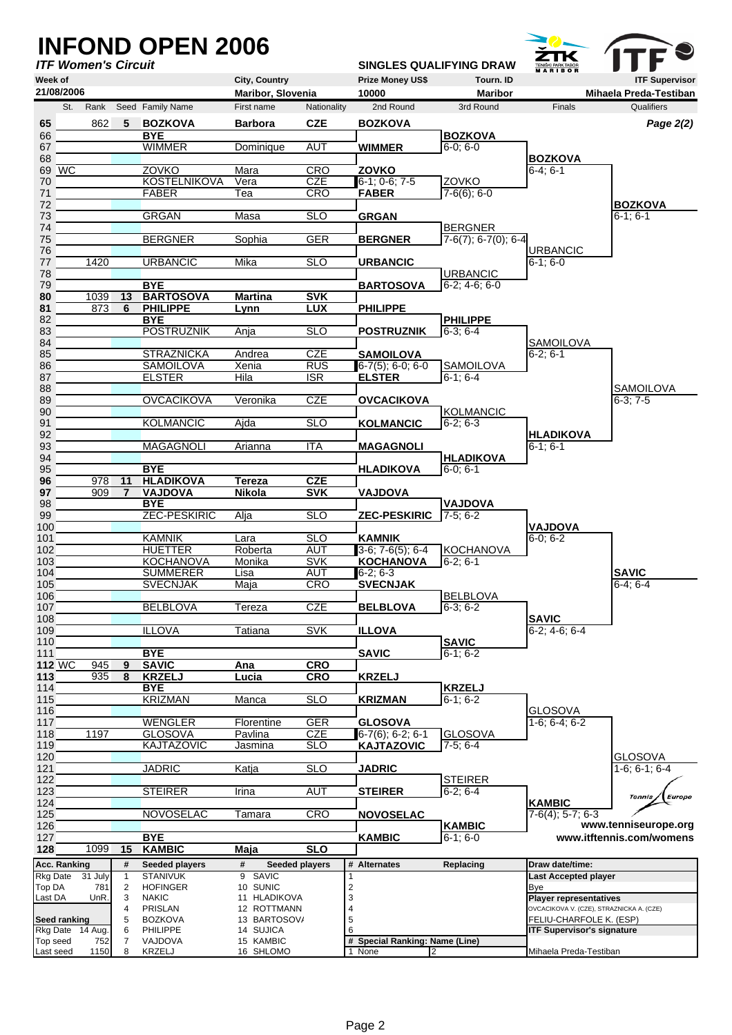# INFOND OPEN 2006

***ITF Women's Circuit***

**SINGLES QUALIFYING DRAW**

| Week of | City, Country | Prize Money US$ | Tourn. ID | ITF Supervisor |
|---|---|---|---|---|
| 21/08/2006 | Maribor, Slovenia | 10000 | Maribor | Mihaela Preda-Testiban |

*Page 2(2)*

| # | St. | Rank | Seed | Family Name | First name | Nationality | 2nd Round | 3rd Round | Finals | Qualifiers |
|---|---|---|---|---|---|---|---|---|---|---|
| 65 | | 862 | 5 | **BOZKOVA** | **Barbora** | **CZE** | **BOZKOVA** | | | |
| 66 | | | | **BYE** | | | | **BOZKOVA** | | |
| 67 | | | | WIMMER | Dominique | AUT | **WIMMER** | 6-0; 6-0 | | |
| 68 | | | | | | | | | **BOZKOVA** | |
| 69 | WC | | | ZOVKO | Mara | CRO | **ZOVKO** | | 6-4; 6-1 | |
| 70 | | | | KOSTELNIKOVA | Vera | CZE | 6-1; 0-6; 7-5 | ZOVKO | | |
| 71 | | | | FABER | Tea | CRO | **FABER** | 7-6(6); 6-0 | | |
| 72 | | | | | | | | | | **BOZKOVA** |
| 73 | | | | GRGAN | Masa | SLO | **GRGAN** | | | 6-1; 6-1 |
| 74 | | | | | | | | BERGNER | | |
| 75 | | | | BERGNER | Sophia | GER | **BERGNER** | 7-6(7); 6-7(0); 6-4 | | |
| 76 | | | | | | | | | URBANCIC | |
| 77 | | 1420 | | URBANCIC | Mika | SLO | **URBANCIC** | | 6-1; 6-0 | |
| 78 | | | | | | | | URBANCIC | | |
| 79 | | | | **BYE** | | | **BARTOSOVA** | 6-2; 4-6; 6-0 | | |
| 80 | | 1039 | 13 | **BARTOSOVA** | **Martina** | **SVK** | | | | |
| 81 | | 873 | 6 | **PHILIPPE** | **Lynn** | **LUX** | **PHILIPPE** | | | |
| 82 | | | | **BYE** | | | | **PHILIPPE** | | |
| 83 | | | | POSTRUZNIK | Anja | SLO | **POSTRUZNIK** | 6-3; 6-4 | | |
| 84 | | | | | | | | | SAMOILOVA | |
| 85 | | | | STRAZNICKA | Andrea | CZE | **SAMOILOVA** | | 6-2; 6-1 | |
| 86 | | | | SAMOILOVA | Xenia | RUS | 6-7(5); 6-0; 6-0 | SAMOILOVA | | |
| 87 | | | | ELSTER | Hila | ISR | **ELSTER** | 6-1; 6-4 | | |
| 88 | | | | | | | | | | SAMOILOVA |
| 89 | | | | OVCACIKOVA | Veronika | CZE | **OVCACIKOVA** | | | 6-3; 7-5 |
| 90 | | | | | | | | KOLMANCIC | | |
| 91 | | | | KOLMANCIC | Ajda | SLO | **KOLMANCIC** | 6-2; 6-3 | | |
| 92 | | | | | | | | | **HLADIKOVA** | |
| 93 | | | | MAGAGNOLI | Arianna | ITA | **MAGAGNOLI** | | 6-1; 6-1 | |
| 94 | | | | | | | | **HLADIKOVA** | | |
| 95 | | | | **BYE** | | | **HLADIKOVA** | 6-0; 6-1 | | |
| 96 | | 978 | 11 | **HLADIKOVA** | **Tereza** | **CZE** | | | | |
| 97 | | 909 | 7 | **VAJDOVA** | **Nikola** | **SVK** | **VAJDOVA** | | | |
| 98 | | | | **BYE** | | | | **VAJDOVA** | | |
| 99 | | | | ZEC-PESKIRIC | Alja | SLO | **ZEC-PESKIRIC** | 7-5; 6-2 | | |
| 100 | | | | | | | | | **VAJDOVA** | |
| 101 | | | | KAMNIK | Lara | SLO | **KAMNIK** | | 6-0; 6-2 | |
| 102 | | | | HUETTER | Roberta | AUT | 3-6; 7-6(5); 6-4 | KOCHANOVA | | |
| 103 | | | | KOCHANOVA | Monika | SVK | **KOCHANOVA** | 6-2; 6-1 | | |
| 104 | | | | SUMMERER | Lisa | AUT | 6-2; 6-3 | | | **SAVIC** |
| 105 | | | | SVECNJAK | Maja | CRO | **SVECNJAK** | | | 6-4; 6-4 |
| 106 | | | | | | | | BELBLOVA | | |
| 107 | | | | BELBLOVA | Tereza | CZE | **BELBLOVA** | 6-3; 6-2 | | |
| 108 | | | | | | | | | **SAVIC** | |
| 109 | | | | ILLOVA | Tatiana | SVK | **ILLOVA** | | 6-2; 4-6; 6-4 | |
| 110 | | | | | | | | **SAVIC** | | |
| 111 | | | | **BYE** | | | **SAVIC** | 6-1; 6-2 | | |
| 112 | WC | 945 | 9 | **SAVIC** | **Ana** | **CRO** | | | | |
| 113 | | 935 | 8 | **KRZELJ** | **Lucia** | **CRO** | **KRZELJ** | | | |
| 114 | | | | **BYE** | | | | **KRZELJ** | | |
| 115 | | | | KRIZMAN | Manca | SLO | **KRIZMAN** | 6-1; 6-2 | | |
| 116 | | | | | | | | | GLOSOVA | |
| 117 | | | | WENGLER | Florentine | GER | **GLOSOVA** | | 1-6; 6-4; 6-2 | |
| 118 | | 1197 | | GLOSOVA | Pavlina | CZE | 6-7(6); 6-2; 6-1 | GLOSOVA | | |
| 119 | | | | KAJTAZOVIC | Jasmina | SLO | **KAJTAZOVIC** | 7-5; 6-4 | | |
| 120 | | | | | | | | | | GLOSOVA |
| 121 | | | | JADRIC | Katja | SLO | **JADRIC** | | | 1-6; 6-1; 6-4 |
| 122 | | | | | | | | STEIRER | | |
| 123 | | | | STEIRER | Irina | AUT | **STEIRER** | 6-2; 6-4 | | |
| 124 | | | | | | | | | **KAMBIC** | |
| 125 | | | | NOVOSELAC | Tamara | CRO | **NOVOSELAC** | | 7-6(4); 5-7; 6-3 | |
| 126 | | | | | | | | **KAMBIC** | | |
| 127 | | | | **BYE** | | | **KAMBIC** | 6-1; 6-0 | | |
| 128 | | 1099 | 15 | **KAMBIC** | **Maja** | **SLO** | | | | |

www.tenniseurope.org

www.itftennis.com/womens

| Acc. Ranking | | # | Seeded players | # | Seeded players | # | Alternates | Replacing | Draw date/time: |
|---|---|---|---|---|---|---|---|---|---|
| Rkg Date | 31 July | 1 | STANIVUK | 9 | SAVIC | 1 | | | **Last Accepted player** |
| Top DA | 781 | 2 | HOFINGER | 10 | SUNIC | 2 | | | Bye |
| Last DA | UnR. | 3 | NAKIC | 11 | HLADIKOVA | 3 | | | **Player representatives** |
| | | 4 | PRISLAN | 12 | ROTTMANN | 4 | | | OVCACIKOVA V. (CZE), STRAZNICKA A. (CZE) |
| **Seed ranking** | | 5 | BOZKOVA | 13 | BARTOSOVA | 5 | | | FELIU-CHARFOLE K. (ESP) |
| Rkg Date | 14 Aug. | 6 | PHILIPPE | 14 | SUJICA | 6 | | | **ITF Supervisor's signature** |
| Top seed | 752 | 7 | VAJDOVA | 15 | KAMBIC | | **Special Ranking: Name (Line)** | | |
| Last seed | 1150 | 8 | KRZELJ | 16 | SHLOMO | 1 | None | 2 | Mihaela Preda-Testiban |